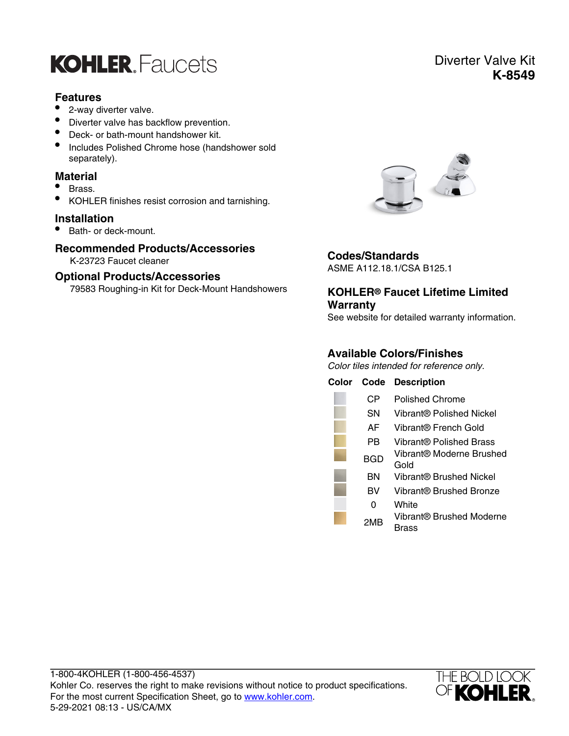# KOHLER. Faucets

Diverter Valve Kit
**K-8549**

## Features

- 2-way diverter valve.
- Diverter valve has backflow prevention.
- Deck- or bath-mount handshower kit.
- Includes Polished Chrome hose (handshower sold separately).

## Material

- Brass.
- KOHLER finishes resist corrosion and tarnishing.

## Installation

- Bath- or deck-mount.

## Recommended Products/Accessories

K-23723 Faucet cleaner

## Optional Products/Accessories

79583 Roughing-in Kit for Deck-Mount Handshowers

## Codes/Standards

ASME A112.18.1/CSA B125.1

## KOHLER® Faucet Lifetime Limited Warranty

See website for detailed warranty information.

## Available Colors/Finishes

*Color tiles intended for reference only.*

| Color | Code | Description |
|---|---|---|
| | CP | Polished Chrome |
| | SN | Vibrant® Polished Nickel |
| | AF | Vibrant® French Gold |
| | PB | Vibrant® Polished Brass |
| | BGD | Vibrant® Moderne Brushed Gold |
| | BN | Vibrant® Brushed Nickel |
| | BV | Vibrant® Brushed Bronze |
| | 0 | White |
| | 2MB | Vibrant® Brushed Moderne Brass |

1-800-4KOHLER (1-800-456-4537)
Kohler Co. reserves the right to make revisions without notice to product specifications.
For the most current Specification Sheet, go to www.kohler.com.
5-29-2021 08:13 - US/CA/MX

THE BOLD LOOK OF KOHLER.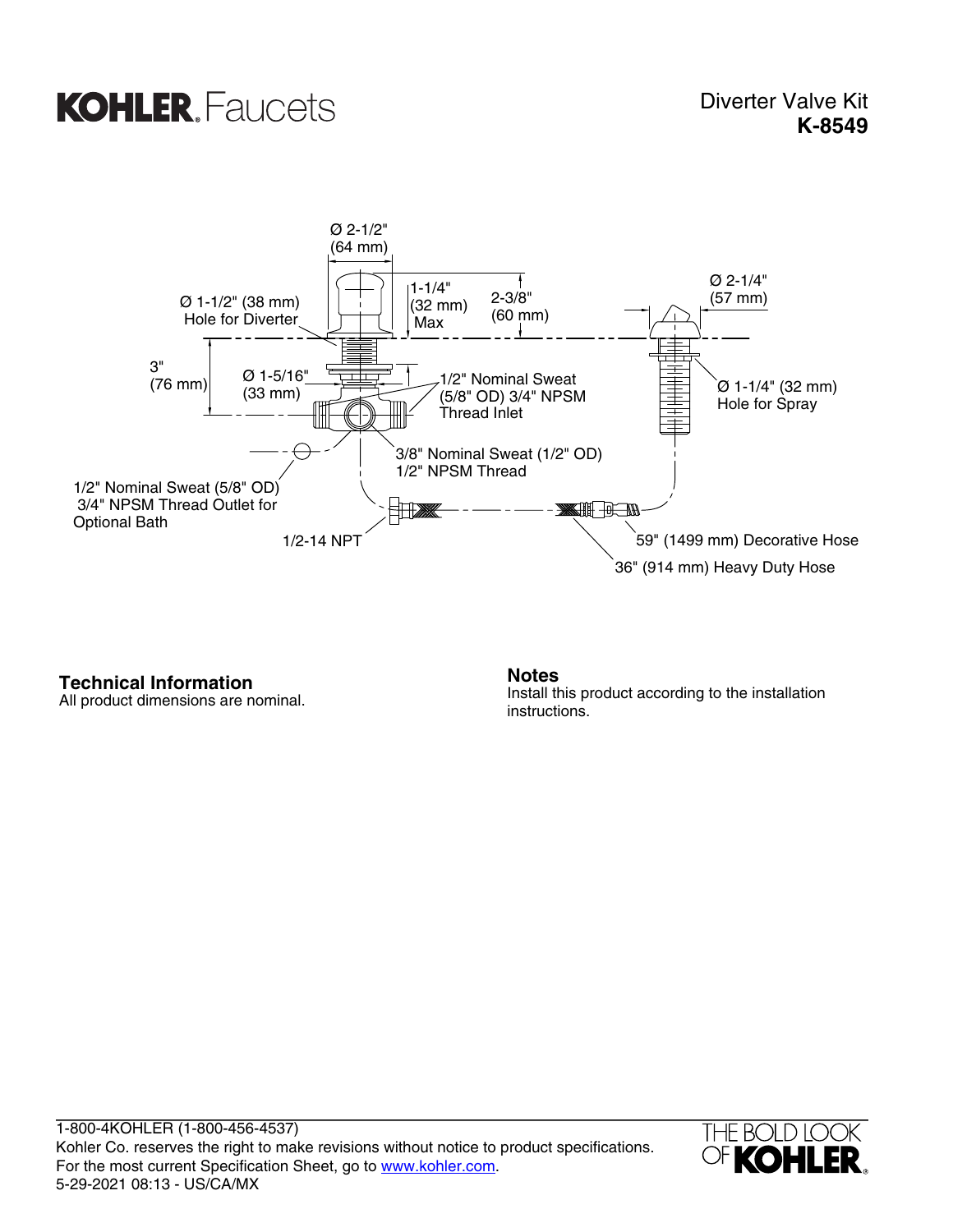KOHLER. Faucets

Diverter Valve Kit
**K-8549**

Ø 2-1/2"
(64 mm)

1-1/4"
(32 mm)
Max

2-3/8"
(60 mm)

Ø 2-1/4"
(57 mm)

Ø 1-1/2" (38 mm)
Hole for Diverter

3"
(76 mm)

Ø 1-5/16"
(33 mm)

1/2" Nominal Sweat
(5/8" OD) 3/4" NPSM
Thread Inlet

Ø 1-1/4" (32 mm)
Hole for Spray

3/8" Nominal Sweat (1/2" OD)
1/2" NPSM Thread

1/2" Nominal Sweat (5/8" OD)
3/4" NPSM Thread Outlet for
Optional Bath

1/2-14 NPT

59" (1499 mm) Decorative Hose

36" (914 mm) Heavy Duty Hose

## Technical Information

All product dimensions are nominal.

## Notes

Install this product according to the installation instructions.

1-800-4KOHLER (1-800-456-4537)
Kohler Co. reserves the right to make revisions without notice to product specifications.
For the most current Specification Sheet, go to www.kohler.com.
5-29-2021 08:13 - US/CA/MX